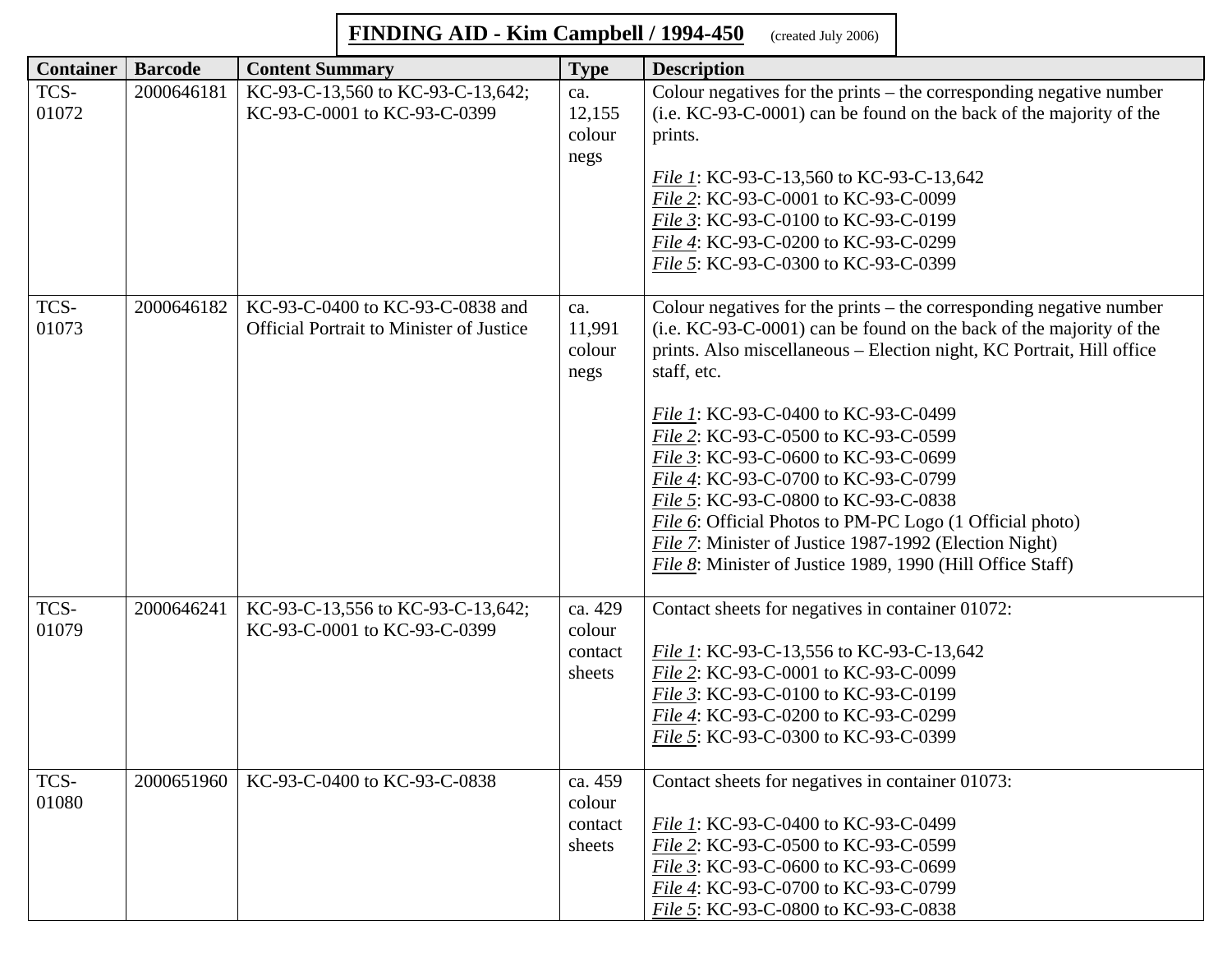**FINDING AID - Kim Campbell / 1994-450** (created July 2006)

| Container | Barcode | Content Summary | Type | Description |
|---|---|---|---|---|
| TCS-01072 | 2000646181 | KC-93-C-13,560 to KC-93-C-13,642; KC-93-C-0001 to KC-93-C-0399 | ca. 12,155 colour negs | Colour negatives for the prints – the corresponding negative number (i.e. KC-93-C-0001) can be found on the back of the majority of the prints.<br><br>*File 1*: KC-93-C-13,560 to KC-93-C-13,642<br>*File 2*: KC-93-C-0001 to KC-93-C-0099<br>*File 3*: KC-93-C-0100 to KC-93-C-0199<br>*File 4*: KC-93-C-0200 to KC-93-C-0299<br>*File 5*: KC-93-C-0300 to KC-93-C-0399 |
| TCS-01073 | 2000646182 | KC-93-C-0400 to KC-93-C-0838 and Official Portrait to Minister of Justice | ca. 11,991 colour negs | Colour negatives for the prints – the corresponding negative number (i.e. KC-93-C-0001) can be found on the back of the majority of the prints. Also miscellaneous – Election night, KC Portrait, Hill office staff, etc.<br><br>*File 1*: KC-93-C-0400 to KC-93-C-0499<br>*File 2*: KC-93-C-0500 to KC-93-C-0599<br>*File 3*: KC-93-C-0600 to KC-93-C-0699<br>*File 4*: KC-93-C-0700 to KC-93-C-0799<br>*File 5*: KC-93-C-0800 to KC-93-C-0838<br>*File 6*: Official Photos to PM-PC Logo (1 Official photo)<br>*File 7*: Minister of Justice 1987-1992 (Election Night)<br>*File 8*: Minister of Justice 1989, 1990 (Hill Office Staff) |
| TCS-01079 | 2000646241 | KC-93-C-13,556 to KC-93-C-13,642; KC-93-C-0001 to KC-93-C-0399 | ca. 429 colour contact sheets | Contact sheets for negatives in container 01072:<br><br>*File 1*: KC-93-C-13,556 to KC-93-C-13,642<br>*File 2*: KC-93-C-0001 to KC-93-C-0099<br>*File 3*: KC-93-C-0100 to KC-93-C-0199<br>*File 4*: KC-93-C-0200 to KC-93-C-0299<br>*File 5*: KC-93-C-0300 to KC-93-C-0399 |
| TCS-01080 | 2000651960 | KC-93-C-0400 to KC-93-C-0838 | ca. 459 colour contact sheets | Contact sheets for negatives in container 01073:<br><br>*File 1*: KC-93-C-0400 to KC-93-C-0499<br>*File 2*: KC-93-C-0500 to KC-93-C-0599<br>*File 3*: KC-93-C-0600 to KC-93-C-0699<br>*File 4*: KC-93-C-0700 to KC-93-C-0799<br>*File 5*: KC-93-C-0800 to KC-93-C-0838 |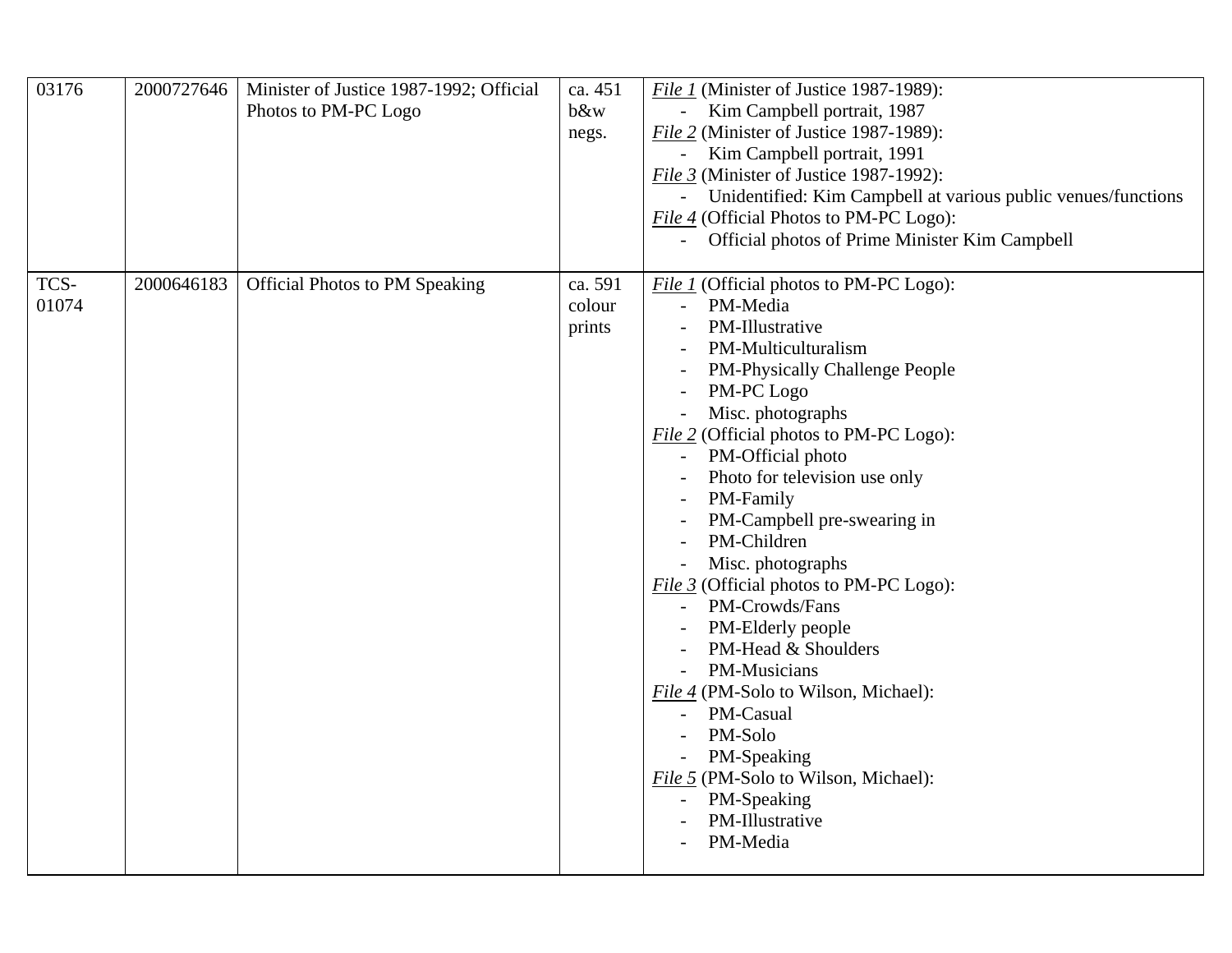| 03176 | 2000727646 | Minister of Justice 1987-1992; Official Photos to PM-PC Logo | ca. 451 b&w negs. | *File 1* (Minister of Justice 1987-1989):<br>- Kim Campbell portrait, 1987<br>*File 2* (Minister of Justice 1987-1989):<br>- Kim Campbell portrait, 1991<br>*File 3* (Minister of Justice 1987-1992):<br>- Unidentified: Kim Campbell at various public venues/functions<br>*File 4* (Official Photos to PM-PC Logo):<br>- Official photos of Prime Minister Kim Campbell |
|---|---|---|---|---|
| TCS-01074 | 2000646183 | Official Photos to PM Speaking | ca. 591 colour prints | *File 1* (Official photos to PM-PC Logo):<br>- PM-Media<br>- PM-Illustrative<br>- PM-Multiculturalism<br>- PM-Physically Challenge People<br>- PM-PC Logo<br>- Misc. photographs<br>*File 2* (Official photos to PM-PC Logo):<br>- PM-Official photo<br>- Photo for television use only<br>- PM-Family<br>- PM-Campbell pre-swearing in<br>- PM-Children<br>- Misc. photographs<br>*File 3* (Official photos to PM-PC Logo):<br>- PM-Crowds/Fans<br>- PM-Elderly people<br>- PM-Head & Shoulders<br>- PM-Musicians<br>*File 4* (PM-Solo to Wilson, Michael):<br>- PM-Casual<br>- PM-Solo<br>- PM-Speaking<br>*File 5* (PM-Solo to Wilson, Michael):<br>- PM-Speaking<br>- PM-Illustrative<br>- PM-Media |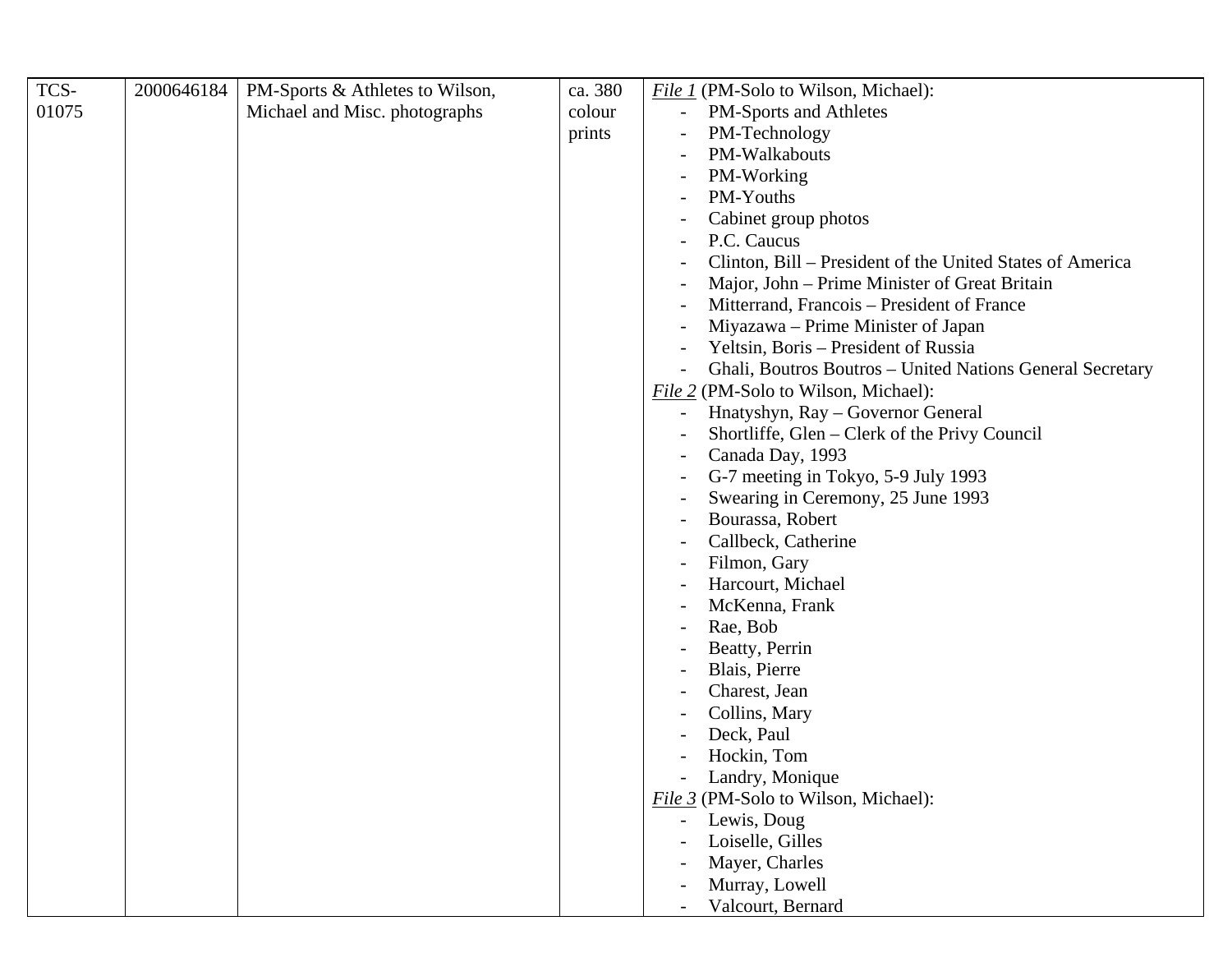| | | | | |
|---|---|---|---|---|
| TCS-01075 | 2000646184 | PM-Sports & Athletes to Wilson, Michael and Misc. photographs | ca. 380 colour prints | *File 1* (PM-Solo to Wilson, Michael):<br>- PM-Sports and Athletes<br>- PM-Technology<br>- PM-Walkabouts<br>- PM-Working<br>- PM-Youths<br>- Cabinet group photos<br>- P.C. Caucus<br>- Clinton, Bill – President of the United States of America<br>- Major, John – Prime Minister of Great Britain<br>- Mitterrand, Francois – President of France<br>- Miyazawa – Prime Minister of Japan<br>- Yeltsin, Boris – President of Russia<br>- Ghali, Boutros Boutros – United Nations General Secretary<br>*File 2* (PM-Solo to Wilson, Michael):<br>- Hnatyshyn, Ray – Governor General<br>- Shortliffe, Glen – Clerk of the Privy Council<br>- Canada Day, 1993<br>- G-7 meeting in Tokyo, 5-9 July 1993<br>- Swearing in Ceremony, 25 June 1993<br>- Bourassa, Robert<br>- Callbeck, Catherine<br>- Filmon, Gary<br>- Harcourt, Michael<br>- McKenna, Frank<br>- Rae, Bob<br>- Beatty, Perrin<br>- Blais, Pierre<br>- Charest, Jean<br>- Collins, Mary<br>- Deck, Paul<br>- Hockin, Tom<br>- Landry, Monique<br>*File 3* (PM-Solo to Wilson, Michael):<br>- Lewis, Doug<br>- Loiselle, Gilles<br>- Mayer, Charles<br>- Murray, Lowell<br>- Valcourt, Bernard |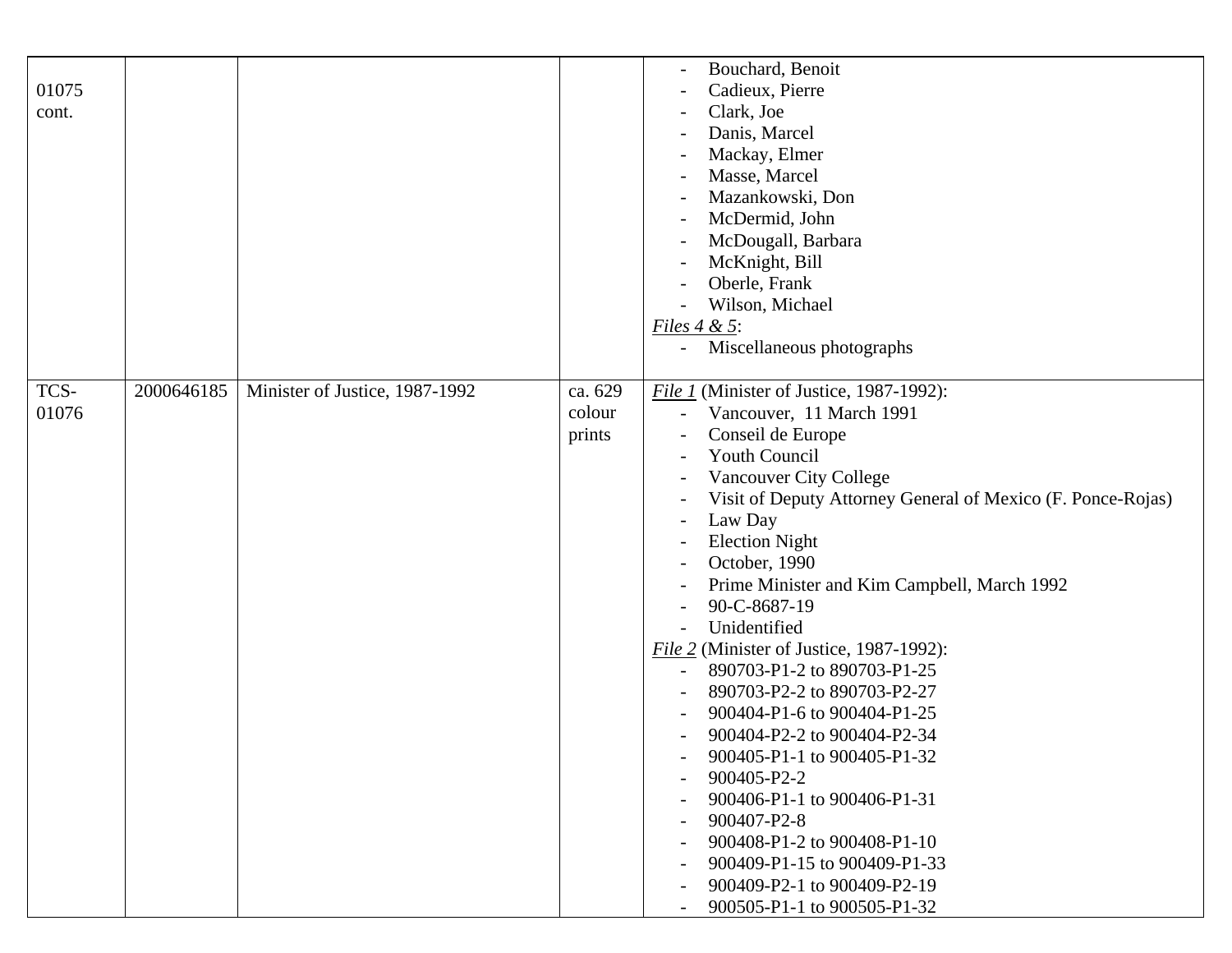| | | | | |
|---|---|---|---|---|
| 01075 cont. | | | | - Bouchard, Benoit<br>- Cadieux, Pierre<br>- Clark, Joe<br>- Danis, Marcel<br>- Mackay, Elmer<br>- Masse, Marcel<br>- Mazankowski, Don<br>- McDermid, John<br>- McDougall, Barbara<br>- McKnight, Bill<br>- Oberle, Frank<br>- Wilson, Michael<br>_Files 4 & 5_:<br>- Miscellaneous photographs |
| TCS-01076 | 2000646185 | Minister of Justice, 1987-1992 | ca. 629 colour prints | _File 1_ (Minister of Justice, 1987-1992):<br>- Vancouver, 11 March 1991<br>- Conseil de Europe<br>- Youth Council<br>- Vancouver City College<br>- Visit of Deputy Attorney General of Mexico (F. Ponce-Rojas)<br>- Law Day<br>- Election Night<br>- October, 1990<br>- Prime Minister and Kim Campbell, March 1992<br>- 90-C-8687-19<br>- Unidentified<br>_File 2_ (Minister of Justice, 1987-1992):<br>- 890703-P1-2 to 890703-P1-25<br>- 890703-P2-2 to 890703-P2-27<br>- 900404-P1-6 to 900404-P1-25<br>- 900404-P2-2 to 900404-P2-34<br>- 900405-P1-1 to 900405-P1-32<br>- 900405-P2-2<br>- 900406-P1-1 to 900406-P1-31<br>- 900407-P2-8<br>- 900408-P1-2 to 900408-P1-10<br>- 900409-P1-15 to 900409-P1-33<br>- 900409-P2-1 to 900409-P2-19<br>- 900505-P1-1 to 900505-P1-32 |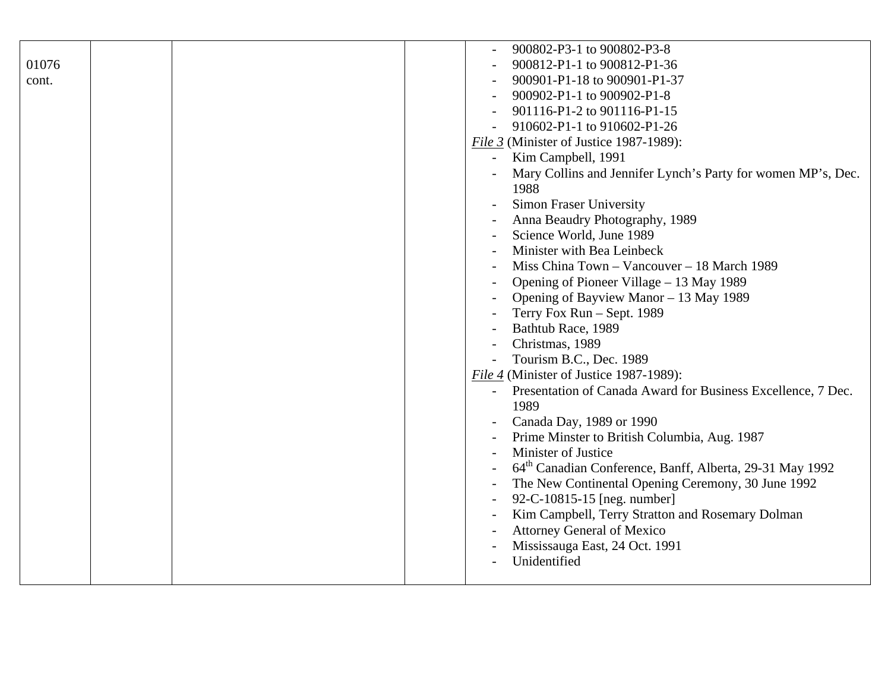| | | | | |
|---|---|---|---|---|
| 01076 cont. | | | | - 900802-P3-1 to 900802-P3-8<br>- 900812-P1-1 to 900812-P1-36<br>- 900901-P1-18 to 900901-P1-37<br>- 900902-P1-1 to 900902-P1-8<br>- 901116-P1-2 to 901116-P1-15<br>- 910602-P1-1 to 910602-P1-26<br>*File 3* (Minister of Justice 1987-1989):<br>- Kim Campbell, 1991<br>- Mary Collins and Jennifer Lynch's Party for women MP's, Dec. 1988<br>- Simon Fraser University<br>- Anna Beaudry Photography, 1989<br>- Science World, June 1989<br>- Minister with Bea Leinbeck<br>- Miss China Town – Vancouver – 18 March 1989<br>- Opening of Pioneer Village – 13 May 1989<br>- Opening of Bayview Manor – 13 May 1989<br>- Terry Fox Run – Sept. 1989<br>- Bathtub Race, 1989<br>- Christmas, 1989<br>- Tourism B.C., Dec. 1989<br>*File 4* (Minister of Justice 1987-1989):<br>- Presentation of Canada Award for Business Excellence, 7 Dec. 1989<br>- Canada Day, 1989 or 1990<br>- Prime Minster to British Columbia, Aug. 1987<br>- Minister of Justice<br>- 64th Canadian Conference, Banff, Alberta, 29-31 May 1992<br>- The New Continental Opening Ceremony, 30 June 1992<br>- 92-C-10815-15 [neg. number]<br>- Kim Campbell, Terry Stratton and Rosemary Dolman<br>- Attorney General of Mexico<br>- Mississauga East, 24 Oct. 1991<br>- Unidentified |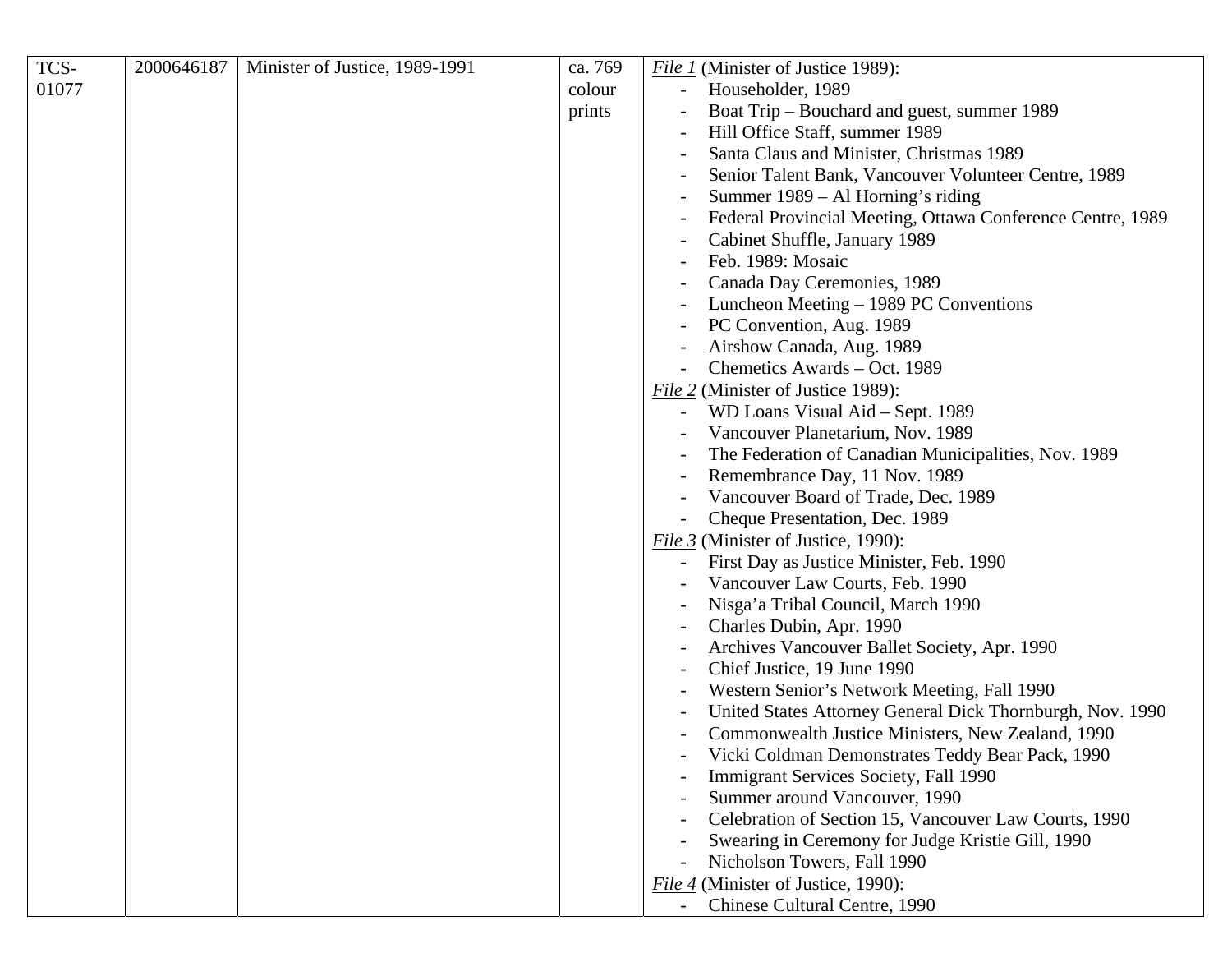| | | | | |
|---|---|---|---|---|
| TCS-01077 | 2000646187 | Minister of Justice, 1989-1991 | ca. 769 colour prints | *File 1* (Minister of Justice 1989):<br>- Householder, 1989<br>- Boat Trip – Bouchard and guest, summer 1989<br>- Hill Office Staff, summer 1989<br>- Santa Claus and Minister, Christmas 1989<br>- Senior Talent Bank, Vancouver Volunteer Centre, 1989<br>- Summer 1989 – Al Horning's riding<br>- Federal Provincial Meeting, Ottawa Conference Centre, 1989<br>- Cabinet Shuffle, January 1989<br>- Feb. 1989: Mosaic<br>- Canada Day Ceremonies, 1989<br>- Luncheon Meeting – 1989 PC Conventions<br>- PC Convention, Aug. 1989<br>- Airshow Canada, Aug. 1989<br>- Chemetics Awards – Oct. 1989<br>*File 2* (Minister of Justice 1989):<br>- WD Loans Visual Aid – Sept. 1989<br>- Vancouver Planetarium, Nov. 1989<br>- The Federation of Canadian Municipalities, Nov. 1989<br>- Remembrance Day, 11 Nov. 1989<br>- Vancouver Board of Trade, Dec. 1989<br>- Cheque Presentation, Dec. 1989<br>*File 3* (Minister of Justice, 1990):<br>- First Day as Justice Minister, Feb. 1990<br>- Vancouver Law Courts, Feb. 1990<br>- Nisga'a Tribal Council, March 1990<br>- Charles Dubin, Apr. 1990<br>- Archives Vancouver Ballet Society, Apr. 1990<br>- Chief Justice, 19 June 1990<br>- Western Senior's Network Meeting, Fall 1990<br>- United States Attorney General Dick Thornburgh, Nov. 1990<br>- Commonwealth Justice Ministers, New Zealand, 1990<br>- Vicki Coldman Demonstrates Teddy Bear Pack, 1990<br>- Immigrant Services Society, Fall 1990<br>- Summer around Vancouver, 1990<br>- Celebration of Section 15, Vancouver Law Courts, 1990<br>- Swearing in Ceremony for Judge Kristie Gill, 1990<br>- Nicholson Towers, Fall 1990<br>*File 4* (Minister of Justice, 1990):<br>- Chinese Cultural Centre, 1990 |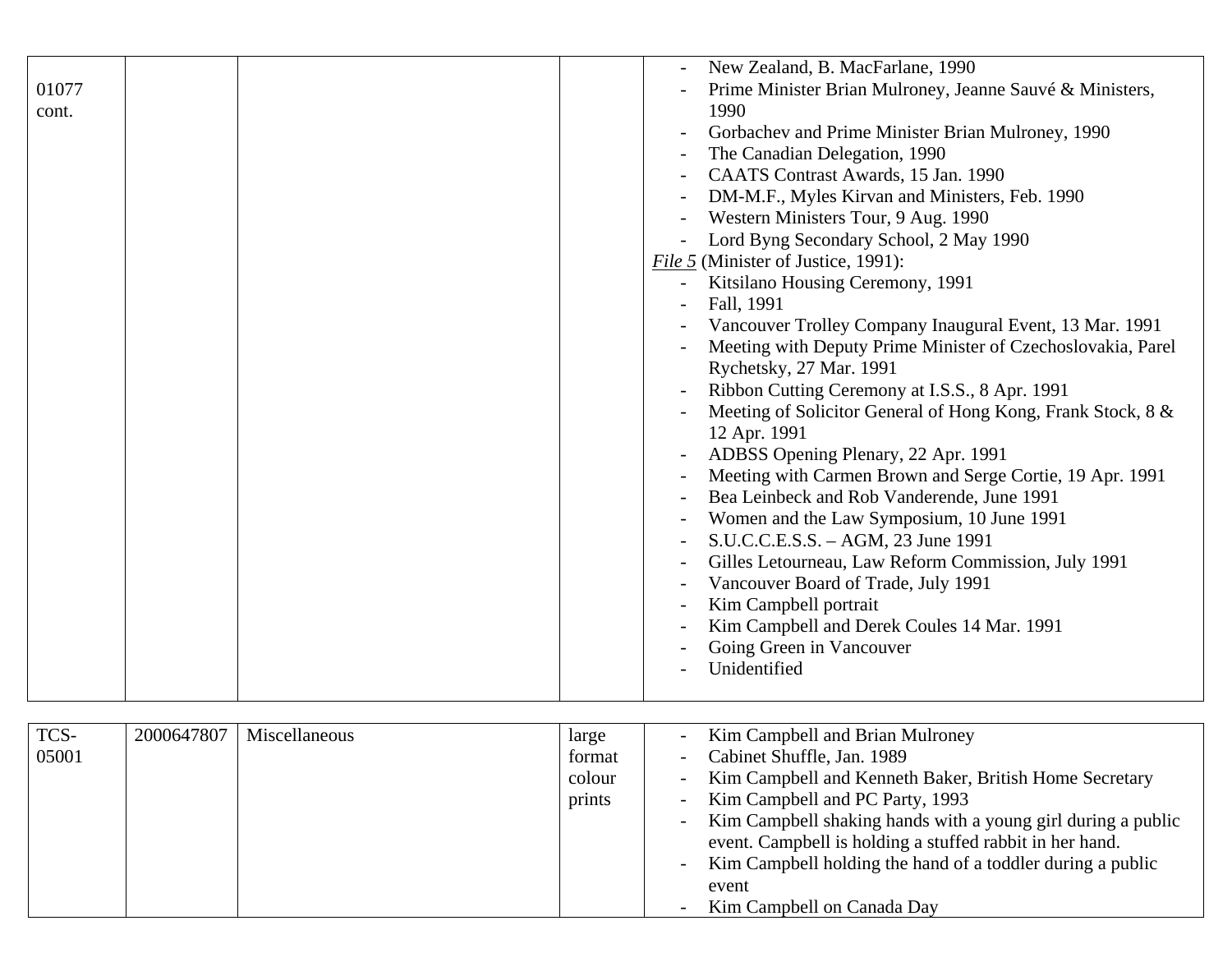| | | | | |
|---|---|---|---|---|
| 01077 cont. | | | | - New Zealand, B. MacFarlane, 1990<br>- Prime Minister Brian Mulroney, Jeanne Sauvé & Ministers, 1990<br>- Gorbachev and Prime Minister Brian Mulroney, 1990<br>- The Canadian Delegation, 1990<br>- CAATS Contrast Awards, 15 Jan. 1990<br>- DM-M.F., Myles Kirvan and Ministers, Feb. 1990<br>- Western Ministers Tour, 9 Aug. 1990<br>- Lord Byng Secondary School, 2 May 1990<br>*File 5* (Minister of Justice, 1991):<br>- Kitsilano Housing Ceremony, 1991<br>- Fall, 1991<br>- Vancouver Trolley Company Inaugural Event, 13 Mar. 1991<br>- Meeting with Deputy Prime Minister of Czechoslovakia, Parel Rychetsky, 27 Mar. 1991<br>- Ribbon Cutting Ceremony at I.S.S., 8 Apr. 1991<br>- Meeting of Solicitor General of Hong Kong, Frank Stock, 8 & 12 Apr. 1991<br>- ADBSS Opening Plenary, 22 Apr. 1991<br>- Meeting with Carmen Brown and Serge Cortie, 19 Apr. 1991<br>- Bea Leinbeck and Rob Vanderende, June 1991<br>- Women and the Law Symposium, 10 June 1991<br>- S.U.C.C.E.S.S. – AGM, 23 June 1991<br>- Gilles Letourneau, Law Reform Commission, July 1991<br>- Vancouver Board of Trade, July 1991<br>- Kim Campbell portrait<br>- Kim Campbell and Derek Coules 14 Mar. 1991<br>- Going Green in Vancouver<br>- Unidentified |

| | | | | |
|---|---|---|---|---|
| TCS-05001 | 2000647807 | Miscellaneous | large format colour prints | - Kim Campbell and Brian Mulroney<br>- Cabinet Shuffle, Jan. 1989<br>- Kim Campbell and Kenneth Baker, British Home Secretary<br>- Kim Campbell and PC Party, 1993<br>- Kim Campbell shaking hands with a young girl during a public event. Campbell is holding a stuffed rabbit in her hand.<br>- Kim Campbell holding the hand of a toddler during a public event<br>- Kim Campbell on Canada Day |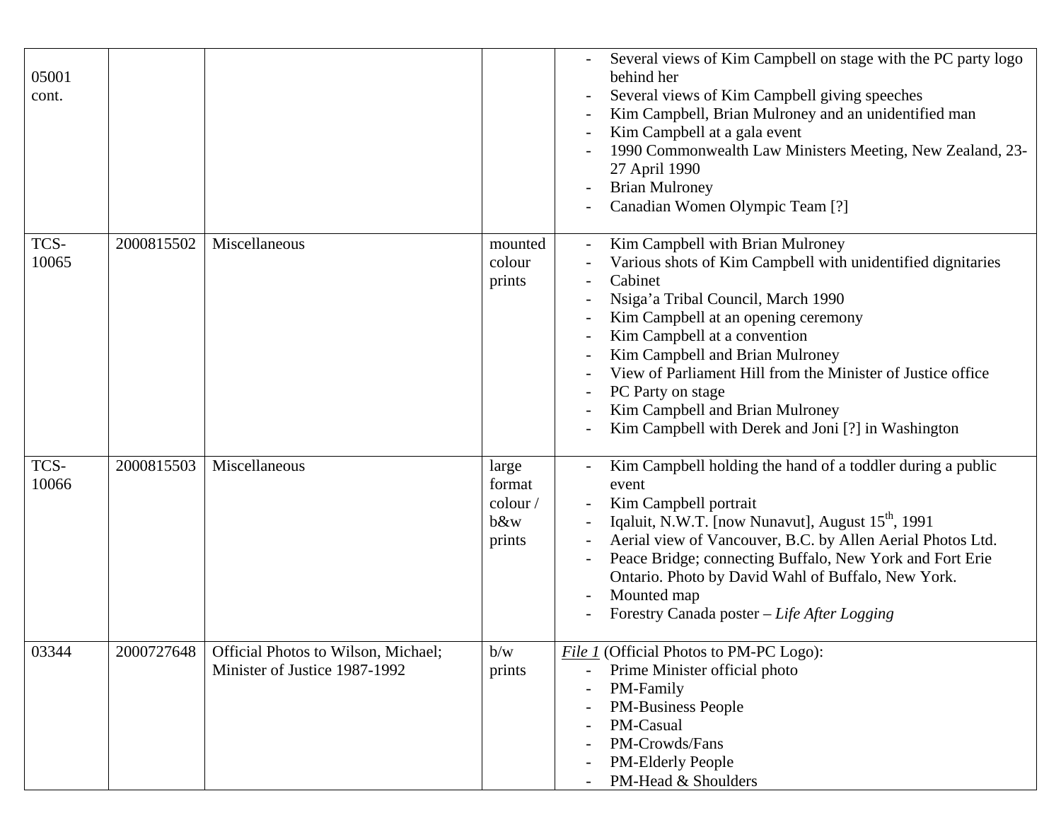| | | | | |
|---|---|---|---|---|
| 05001 cont. | | | | - Several views of Kim Campbell on stage with the PC party logo behind her<br>- Several views of Kim Campbell giving speeches<br>- Kim Campbell, Brian Mulroney and an unidentified man<br>- Kim Campbell at a gala event<br>- 1990 Commonwealth Law Ministers Meeting, New Zealand, 23-27 April 1990<br>- Brian Mulroney<br>- Canadian Women Olympic Team [?] |
| TCS-10065 | 2000815502 | Miscellaneous | mounted colour prints | - Kim Campbell with Brian Mulroney<br>- Various shots of Kim Campbell with unidentified dignitaries<br>- Cabinet<br>- Nsiga'a Tribal Council, March 1990<br>- Kim Campbell at an opening ceremony<br>- Kim Campbell at a convention<br>- Kim Campbell and Brian Mulroney<br>- View of Parliament Hill from the Minister of Justice office<br>- PC Party on stage<br>- Kim Campbell and Brian Mulroney<br>- Kim Campbell with Derek and Joni [?] in Washington |
| TCS-10066 | 2000815503 | Miscellaneous | large format colour / b&w prints | - Kim Campbell holding the hand of a toddler during a public event<br>- Kim Campbell portrait<br>- Iqaluit, N.W.T. [now Nunavut], August 15th, 1991<br>- Aerial view of Vancouver, B.C. by Allen Aerial Photos Ltd.<br>- Peace Bridge; connecting Buffalo, New York and Fort Erie Ontario. Photo by David Wahl of Buffalo, New York.<br>- Mounted map<br>- Forestry Canada poster – *Life After Logging* |
| 03344 | 2000727648 | Official Photos to Wilson, Michael; Minister of Justice 1987-1992 | b/w prints | *File 1* (Official Photos to PM-PC Logo):<br>- Prime Minister official photo<br>- PM-Family<br>- PM-Business People<br>- PM-Casual<br>- PM-Crowds/Fans<br>- PM-Elderly People<br>- PM-Head & Shoulders |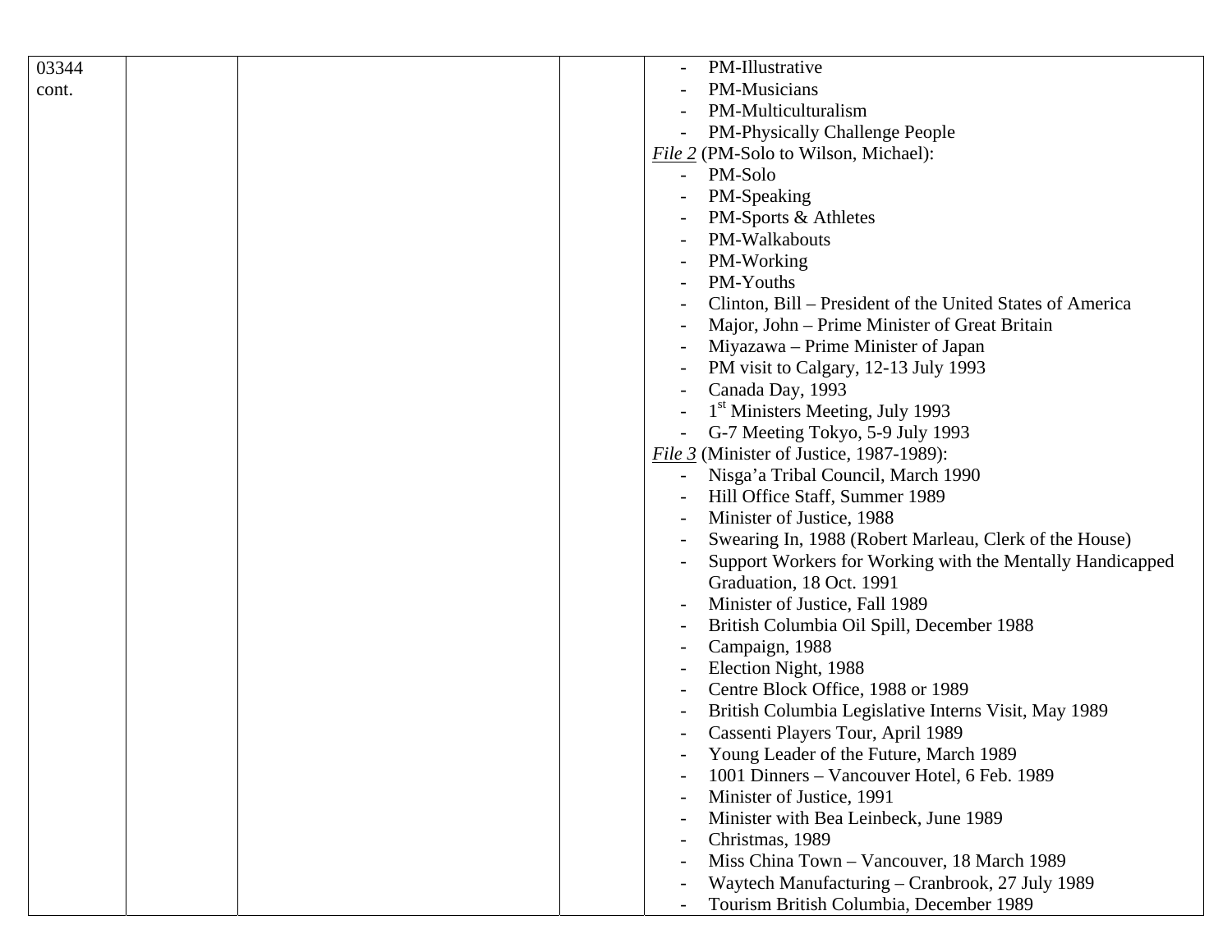| | | | | |
|---|---|---|---|---|
| 03344 cont. | | | | - PM-Illustrative<br>- PM-Musicians<br>- PM-Multiculturalism<br>- PM-Physically Challenge People<br>*File 2* (PM-Solo to Wilson, Michael):<br>- PM-Solo<br>- PM-Speaking<br>- PM-Sports & Athletes<br>- PM-Walkabouts<br>- PM-Working<br>- PM-Youths<br>- Clinton, Bill – President of the United States of America<br>- Major, John – Prime Minister of Great Britain<br>- Miyazawa – Prime Minister of Japan<br>- PM visit to Calgary, 12-13 July 1993<br>- Canada Day, 1993<br>- 1st Ministers Meeting, July 1993<br>- G-7 Meeting Tokyo, 5-9 July 1993<br>*File 3* (Minister of Justice, 1987-1989):<br>- Nisga'a Tribal Council, March 1990<br>- Hill Office Staff, Summer 1989<br>- Minister of Justice, 1988<br>- Swearing In, 1988 (Robert Marleau, Clerk of the House)<br>- Support Workers for Working with the Mentally Handicapped Graduation, 18 Oct. 1991<br>- Minister of Justice, Fall 1989<br>- British Columbia Oil Spill, December 1988<br>- Campaign, 1988<br>- Election Night, 1988<br>- Centre Block Office, 1988 or 1989<br>- British Columbia Legislative Interns Visit, May 1989<br>- Cassenti Players Tour, April 1989<br>- Young Leader of the Future, March 1989<br>- 1001 Dinners – Vancouver Hotel, 6 Feb. 1989<br>- Minister of Justice, 1991<br>- Minister with Bea Leinbeck, June 1989<br>- Christmas, 1989<br>- Miss China Town – Vancouver, 18 March 1989<br>- Waytech Manufacturing – Cranbrook, 27 July 1989<br>- Tourism British Columbia, December 1989 |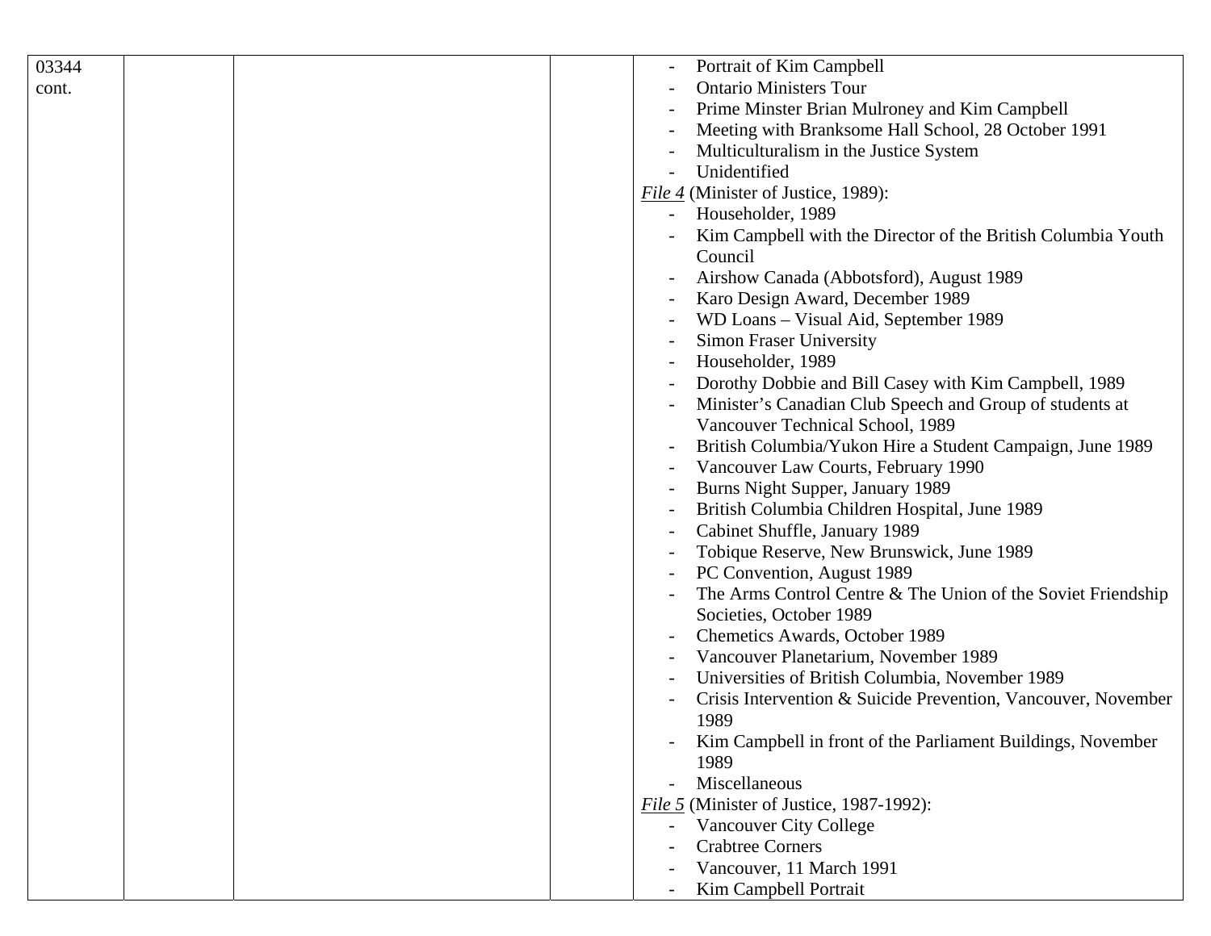| | | | | |
|---|---|---|---|---|
| 03344 cont. | | | | - Portrait of Kim Campbell<br>- Ontario Ministers Tour<br>- Prime Minster Brian Mulroney and Kim Campbell<br>- Meeting with Branksome Hall School, 28 October 1991<br>- Multiculturalism in the Justice System<br>- Unidentified<br>*File 4* (Minister of Justice, 1989):<br>- Householder, 1989<br>- Kim Campbell with the Director of the British Columbia Youth Council<br>- Airshow Canada (Abbotsford), August 1989<br>- Karo Design Award, December 1989<br>- WD Loans – Visual Aid, September 1989<br>- Simon Fraser University<br>- Householder, 1989<br>- Dorothy Dobbie and Bill Casey with Kim Campbell, 1989<br>- Minister's Canadian Club Speech and Group of students at Vancouver Technical School, 1989<br>- British Columbia/Yukon Hire a Student Campaign, June 1989<br>- Vancouver Law Courts, February 1990<br>- Burns Night Supper, January 1989<br>- British Columbia Children Hospital, June 1989<br>- Cabinet Shuffle, January 1989<br>- Tobique Reserve, New Brunswick, June 1989<br>- PC Convention, August 1989<br>- The Arms Control Centre & The Union of the Soviet Friendship Societies, October 1989<br>- Chemetics Awards, October 1989<br>- Vancouver Planetarium, November 1989<br>- Universities of British Columbia, November 1989<br>- Crisis Intervention & Suicide Prevention, Vancouver, November 1989<br>- Kim Campbell in front of the Parliament Buildings, November 1989<br>- Miscellaneous<br>*File 5* (Minister of Justice, 1987-1992):<br>- Vancouver City College<br>- Crabtree Corners<br>- Vancouver, 11 March 1991<br>- Kim Campbell Portrait |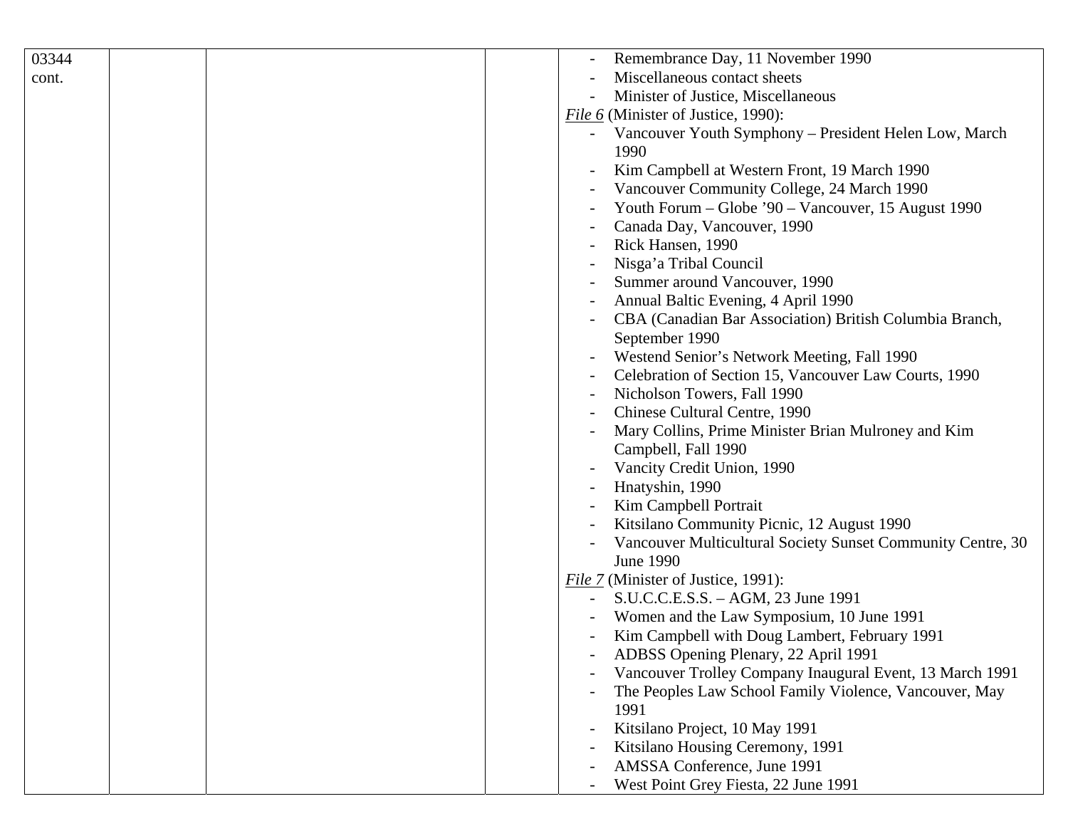| | | | | |
|---|---|---|---|---|
| 03344 cont. | | | | - Remembrance Day, 11 November 1990<br>- Miscellaneous contact sheets<br>- Minister of Justice, Miscellaneous<br>*File 6* (Minister of Justice, 1990):<br>- Vancouver Youth Symphony – President Helen Low, March 1990<br>- Kim Campbell at Western Front, 19 March 1990<br>- Vancouver Community College, 24 March 1990<br>- Youth Forum – Globe '90 – Vancouver, 15 August 1990<br>- Canada Day, Vancouver, 1990<br>- Rick Hansen, 1990<br>- Nisga'a Tribal Council<br>- Summer around Vancouver, 1990<br>- Annual Baltic Evening, 4 April 1990<br>- CBA (Canadian Bar Association) British Columbia Branch, September 1990<br>- Westend Senior's Network Meeting, Fall 1990<br>- Celebration of Section 15, Vancouver Law Courts, 1990<br>- Nicholson Towers, Fall 1990<br>- Chinese Cultural Centre, 1990<br>- Mary Collins, Prime Minister Brian Mulroney and Kim Campbell, Fall 1990<br>- Vancity Credit Union, 1990<br>- Hnatyshin, 1990<br>- Kim Campbell Portrait<br>- Kitsilano Community Picnic, 12 August 1990<br>- Vancouver Multicultural Society Sunset Community Centre, 30 June 1990<br>*File 7* (Minister of Justice, 1991):<br>- S.U.C.C.E.S.S. – AGM, 23 June 1991<br>- Women and the Law Symposium, 10 June 1991<br>- Kim Campbell with Doug Lambert, February 1991<br>- ADBSS Opening Plenary, 22 April 1991<br>- Vancouver Trolley Company Inaugural Event, 13 March 1991<br>- The Peoples Law School Family Violence, Vancouver, May 1991<br>- Kitsilano Project, 10 May 1991<br>- Kitsilano Housing Ceremony, 1991<br>- AMSSA Conference, June 1991<br>- West Point Grey Fiesta, 22 June 1991 |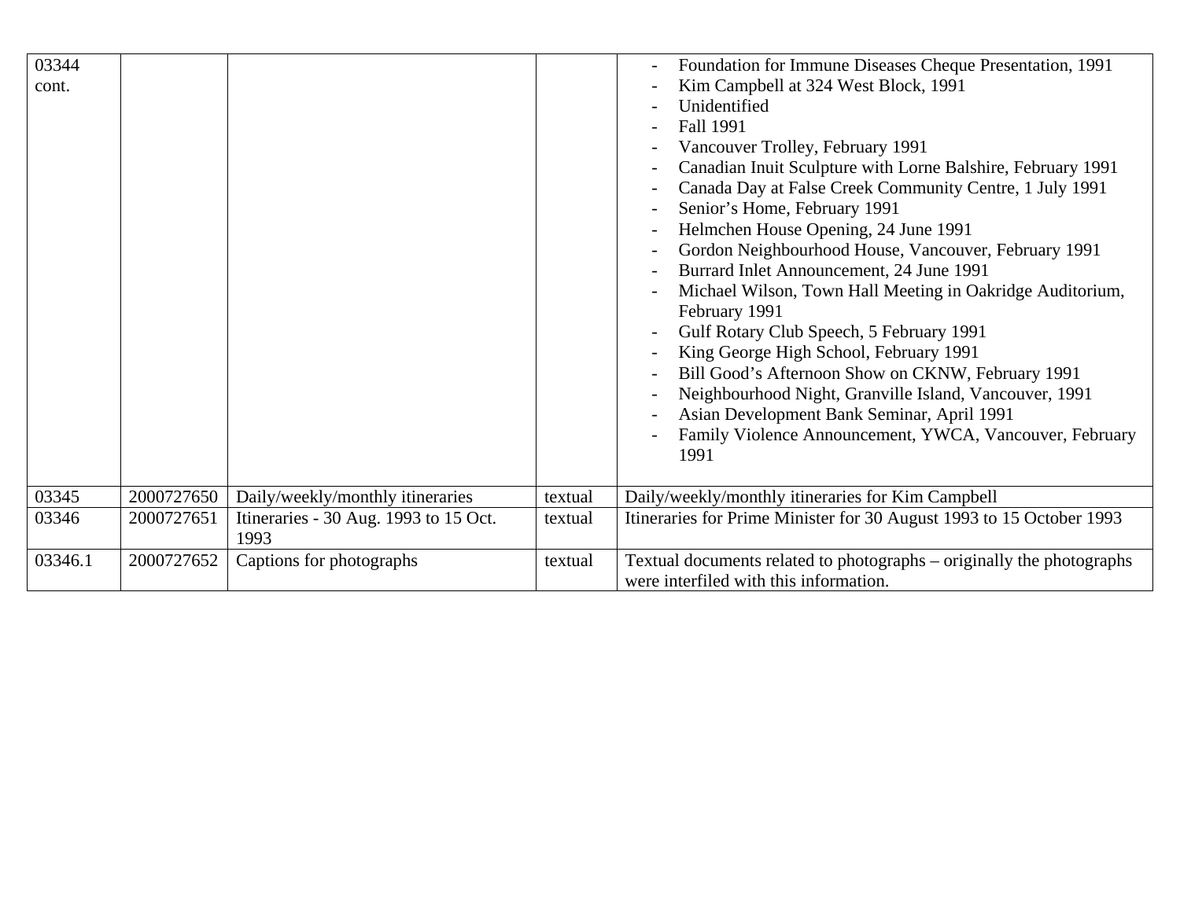| | | | | |
|---|---|---|---|---|
| 03344 cont. | | | | - Foundation for Immune Diseases Cheque Presentation, 1991<br>- Kim Campbell at 324 West Block, 1991<br>- Unidentified<br>- Fall 1991<br>- Vancouver Trolley, February 1991<br>- Canadian Inuit Sculpture with Lorne Balshire, February 1991<br>- Canada Day at False Creek Community Centre, 1 July 1991<br>- Senior's Home, February 1991<br>- Helmchen House Opening, 24 June 1991<br>- Gordon Neighbourhood House, Vancouver, February 1991<br>- Burrard Inlet Announcement, 24 June 1991<br>- Michael Wilson, Town Hall Meeting in Oakridge Auditorium, February 1991<br>- Gulf Rotary Club Speech, 5 February 1991<br>- King George High School, February 1991<br>- Bill Good's Afternoon Show on CKNW, February 1991<br>- Neighbourhood Night, Granville Island, Vancouver, 1991<br>- Asian Development Bank Seminar, April 1991<br>- Family Violence Announcement, YWCA, Vancouver, February 1991 |
| 03345 | 2000727650 | Daily/weekly/monthly itineraries | textual | Daily/weekly/monthly itineraries for Kim Campbell |
| 03346 | 2000727651 | Itineraries - 30 Aug. 1993 to 15 Oct. 1993 | textual | Itineraries for Prime Minister for 30 August 1993 to 15 October 1993 |
| 03346.1 | 2000727652 | Captions for photographs | textual | Textual documents related to photographs – originally the photographs were interfiled with this information. |